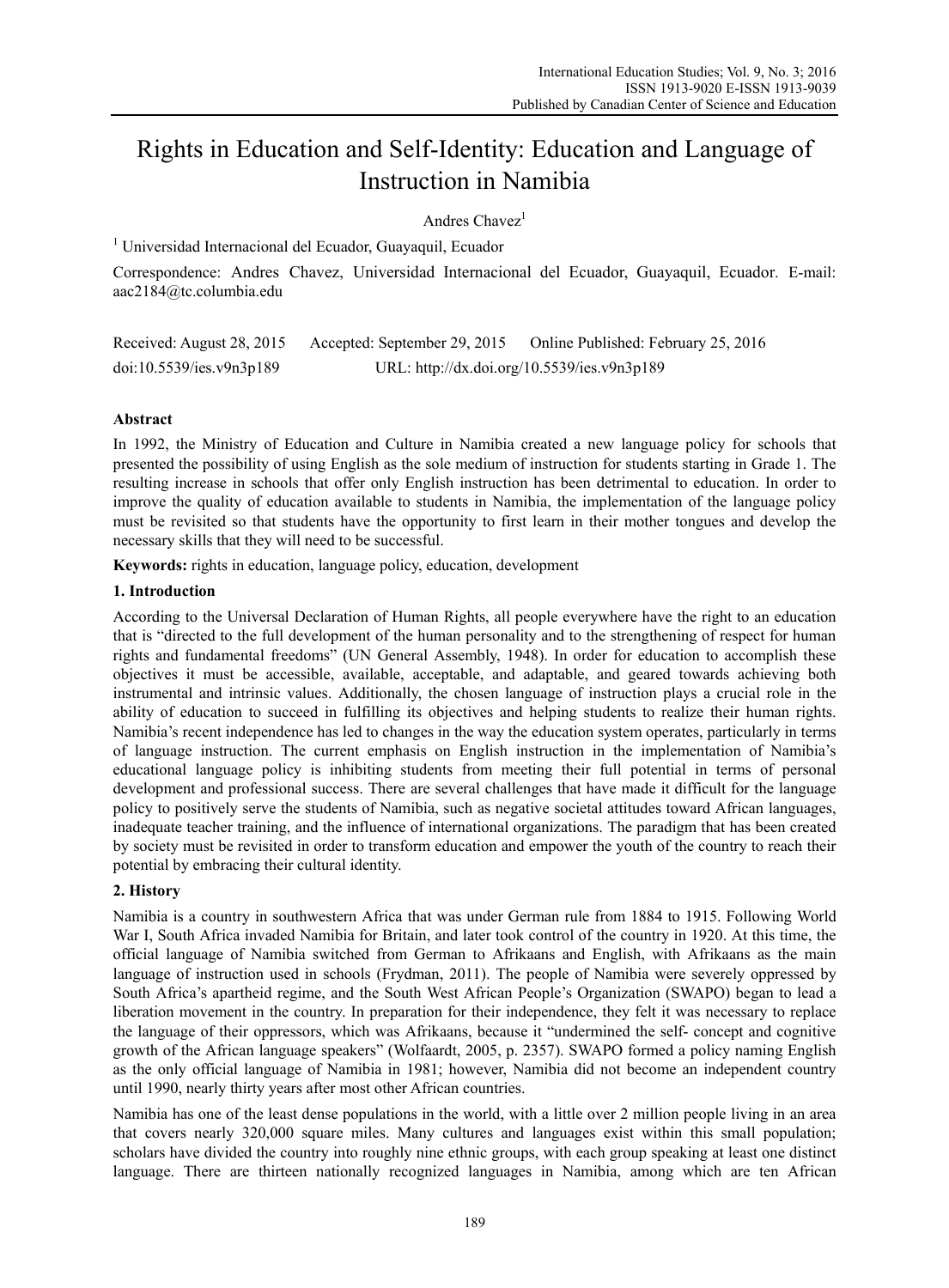# Rights in Education and Self-Identity: Education and Language of Instruction in Namibia

Andres Chavez[1]

[1] Universidad Internacional del Ecuador, Guayaquil, Ecuador

Correspondence: Andres Chavez, Universidad Internacional del Ecuador, Guayaquil, Ecuador. E-mail: aac2184@tc.columbia.edu

Received: August 28, 2015 Accepted: September 29, 2015 Online Published: February 25, 2016

doi:10.5539/ies.v9n3p189 URL: http://dx.doi.org/10.5539/ies.v9n3p189

## Abstract

In 1992, the Ministry of Education and Culture in Namibia created a new language policy for schools that presented the possibility of using English as the sole medium of instruction for students starting in Grade 1. The resulting increase in schools that offer only English instruction has been detrimental to education. In order to improve the quality of education available to students in Namibia, the implementation of the language policy must be revisited so that students have the opportunity to first learn in their mother tongues and develop the necessary skills that they will need to be successful.

**Keywords:** rights in education, language policy, education, development

## 1. Introduction

According to the Universal Declaration of Human Rights, all people everywhere have the right to an education that is "directed to the full development of the human personality and to the strengthening of respect for human rights and fundamental freedoms" (UN General Assembly, 1948). In order for education to accomplish these objectives it must be accessible, available, acceptable, and adaptable, and geared towards achieving both instrumental and intrinsic values. Additionally, the chosen language of instruction plays a crucial role in the ability of education to succeed in fulfilling its objectives and helping students to realize their human rights. Namibia's recent independence has led to changes in the way the education system operates, particularly in terms of language instruction. The current emphasis on English instruction in the implementation of Namibia's educational language policy is inhibiting students from meeting their full potential in terms of personal development and professional success. There are several challenges that have made it difficult for the language policy to positively serve the students of Namibia, such as negative societal attitudes toward African languages, inadequate teacher training, and the influence of international organizations. The paradigm that has been created by society must be revisited in order to transform education and empower the youth of the country to reach their potential by embracing their cultural identity.

## 2. History

Namibia is a country in southwestern Africa that was under German rule from 1884 to 1915. Following World War I, South Africa invaded Namibia for Britain, and later took control of the country in 1920. At this time, the official language of Namibia switched from German to Afrikaans and English, with Afrikaans as the main language of instruction used in schools (Frydman, 2011). The people of Namibia were severely oppressed by South Africa's apartheid regime, and the South West African People's Organization (SWAPO) began to lead a liberation movement in the country. In preparation for their independence, they felt it was necessary to replace the language of their oppressors, which was Afrikaans, because it "undermined the self- concept and cognitive growth of the African language speakers" (Wolfaardt, 2005, p. 2357). SWAPO formed a policy naming English as the only official language of Namibia in 1981; however, Namibia did not become an independent country until 1990, nearly thirty years after most other African countries.

Namibia has one of the least dense populations in the world, with a little over 2 million people living in an area that covers nearly 320,000 square miles. Many cultures and languages exist within this small population; scholars have divided the country into roughly nine ethnic groups, with each group speaking at least one distinct language. There are thirteen nationally recognized languages in Namibia, among which are ten African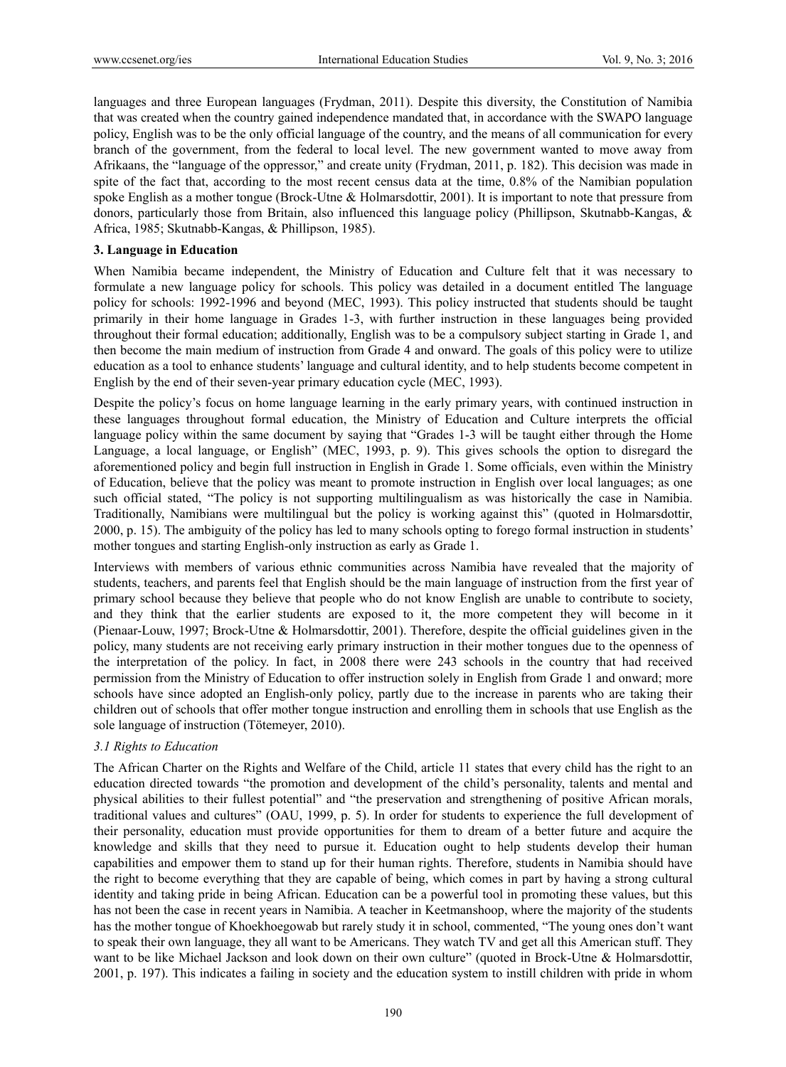languages and three European languages (Frydman, 2011). Despite this diversity, the Constitution of Namibia that was created when the country gained independence mandated that, in accordance with the SWAPO language policy, English was to be the only official language of the country, and the means of all communication for every branch of the government, from the federal to local level. The new government wanted to move away from Afrikaans, the "language of the oppressor," and create unity (Frydman, 2011, p. 182). This decision was made in spite of the fact that, according to the most recent census data at the time, 0.8% of the Namibian population spoke English as a mother tongue (Brock-Utne & Holmarsdottir, 2001). It is important to note that pressure from donors, particularly those from Britain, also influenced this language policy (Phillipson, Skutnabb-Kangas, & Africa, 1985; Skutnabb-Kangas, & Phillipson, 1985).

## 3. Language in Education

When Namibia became independent, the Ministry of Education and Culture felt that it was necessary to formulate a new language policy for schools. This policy was detailed in a document entitled The language policy for schools: 1992-1996 and beyond (MEC, 1993). This policy instructed that students should be taught primarily in their home language in Grades 1-3, with further instruction in these languages being provided throughout their formal education; additionally, English was to be a compulsory subject starting in Grade 1, and then become the main medium of instruction from Grade 4 and onward. The goals of this policy were to utilize education as a tool to enhance students' language and cultural identity, and to help students become competent in English by the end of their seven-year primary education cycle (MEC, 1993).

Despite the policy's focus on home language learning in the early primary years, with continued instruction in these languages throughout formal education, the Ministry of Education and Culture interprets the official language policy within the same document by saying that "Grades 1-3 will be taught either through the Home Language, a local language, or English" (MEC, 1993, p. 9). This gives schools the option to disregard the aforementioned policy and begin full instruction in English in Grade 1. Some officials, even within the Ministry of Education, believe that the policy was meant to promote instruction in English over local languages; as one such official stated, "The policy is not supporting multilingualism as was historically the case in Namibia. Traditionally, Namibians were multilingual but the policy is working against this" (quoted in Holmarsdottir, 2000, p. 15). The ambiguity of the policy has led to many schools opting to forego formal instruction in students' mother tongues and starting English-only instruction as early as Grade 1.

Interviews with members of various ethnic communities across Namibia have revealed that the majority of students, teachers, and parents feel that English should be the main language of instruction from the first year of primary school because they believe that people who do not know English are unable to contribute to society, and they think that the earlier students are exposed to it, the more competent they will become in it (Pienaar-Louw, 1997; Brock-Utne & Holmarsdottir, 2001). Therefore, despite the official guidelines given in the policy, many students are not receiving early primary instruction in their mother tongues due to the openness of the interpretation of the policy. In fact, in 2008 there were 243 schools in the country that had received permission from the Ministry of Education to offer instruction solely in English from Grade 1 and onward; more schools have since adopted an English-only policy, partly due to the increase in parents who are taking their children out of schools that offer mother tongue instruction and enrolling them in schools that use English as the sole language of instruction (Tötemeyer, 2010).

### *3.1 Rights to Education*

The African Charter on the Rights and Welfare of the Child, article 11 states that every child has the right to an education directed towards "the promotion and development of the child's personality, talents and mental and physical abilities to their fullest potential" and "the preservation and strengthening of positive African morals, traditional values and cultures" (OAU, 1999, p. 5). In order for students to experience the full development of their personality, education must provide opportunities for them to dream of a better future and acquire the knowledge and skills that they need to pursue it. Education ought to help students develop their human capabilities and empower them to stand up for their human rights. Therefore, students in Namibia should have the right to become everything that they are capable of being, which comes in part by having a strong cultural identity and taking pride in being African. Education can be a powerful tool in promoting these values, but this has not been the case in recent years in Namibia. A teacher in Keetmanshoop, where the majority of the students has the mother tongue of Khoekhoegowab but rarely study it in school, commented, "The young ones don't want to speak their own language, they all want to be Americans. They watch TV and get all this American stuff. They want to be like Michael Jackson and look down on their own culture" (quoted in Brock-Utne & Holmarsdottir, 2001, p. 197). This indicates a failing in society and the education system to instill children with pride in whom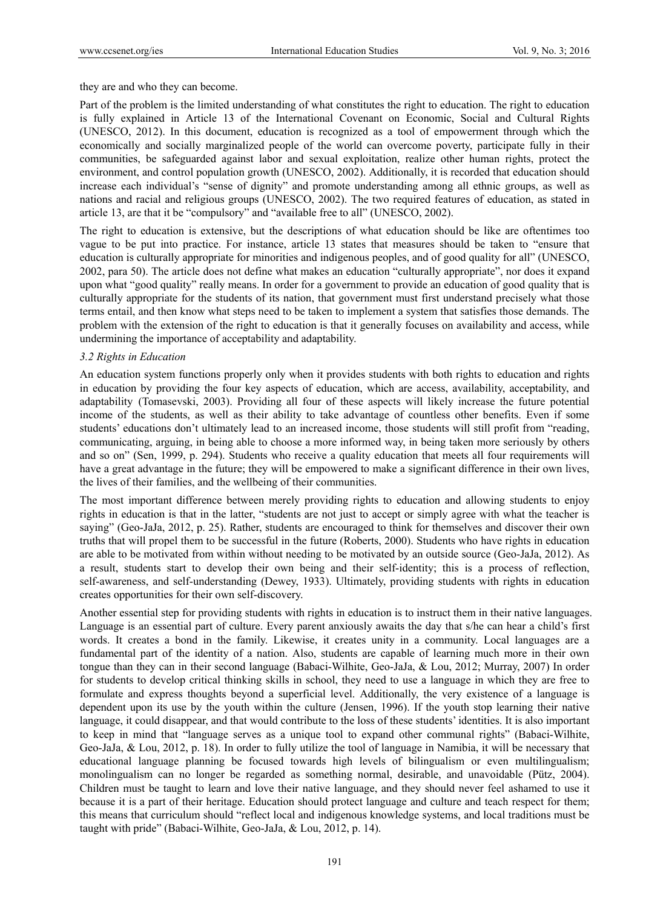they are and who they can become.

Part of the problem is the limited understanding of what constitutes the right to education. The right to education is fully explained in Article 13 of the International Covenant on Economic, Social and Cultural Rights (UNESCO, 2012). In this document, education is recognized as a tool of empowerment through which the economically and socially marginalized people of the world can overcome poverty, participate fully in their communities, be safeguarded against labor and sexual exploitation, realize other human rights, protect the environment, and control population growth (UNESCO, 2002). Additionally, it is recorded that education should increase each individual's "sense of dignity" and promote understanding among all ethnic groups, as well as nations and racial and religious groups (UNESCO, 2002). The two required features of education, as stated in article 13, are that it be "compulsory" and "available free to all" (UNESCO, 2002).

The right to education is extensive, but the descriptions of what education should be like are oftentimes too vague to be put into practice. For instance, article 13 states that measures should be taken to "ensure that education is culturally appropriate for minorities and indigenous peoples, and of good quality for all" (UNESCO, 2002, para 50). The article does not define what makes an education "culturally appropriate", nor does it expand upon what "good quality" really means. In order for a government to provide an education of good quality that is culturally appropriate for the students of its nation, that government must first understand precisely what those terms entail, and then know what steps need to be taken to implement a system that satisfies those demands. The problem with the extension of the right to education is that it generally focuses on availability and access, while undermining the importance of acceptability and adaptability.

### *3.2 Rights in Education*

An education system functions properly only when it provides students with both rights to education and rights in education by providing the four key aspects of education, which are access, availability, acceptability, and adaptability (Tomasevski, 2003). Providing all four of these aspects will likely increase the future potential income of the students, as well as their ability to take advantage of countless other benefits. Even if some students' educations don't ultimately lead to an increased income, those students will still profit from "reading, communicating, arguing, in being able to choose a more informed way, in being taken more seriously by others and so on" (Sen, 1999, p. 294). Students who receive a quality education that meets all four requirements will have a great advantage in the future; they will be empowered to make a significant difference in their own lives, the lives of their families, and the wellbeing of their communities.

The most important difference between merely providing rights to education and allowing students to enjoy rights in education is that in the latter, "students are not just to accept or simply agree with what the teacher is saying" (Geo-JaJa, 2012, p. 25). Rather, students are encouraged to think for themselves and discover their own truths that will propel them to be successful in the future (Roberts, 2000). Students who have rights in education are able to be motivated from within without needing to be motivated by an outside source (Geo-JaJa, 2012). As a result, students start to develop their own being and their self-identity; this is a process of reflection, self-awareness, and self-understanding (Dewey, 1933). Ultimately, providing students with rights in education creates opportunities for their own self-discovery.

Another essential step for providing students with rights in education is to instruct them in their native languages. Language is an essential part of culture. Every parent anxiously awaits the day that s/he can hear a child's first words. It creates a bond in the family. Likewise, it creates unity in a community. Local languages are a fundamental part of the identity of a nation. Also, students are capable of learning much more in their own tongue than they can in their second language (Babaci-Wilhite, Geo-JaJa, & Lou, 2012; Murray, 2007) In order for students to develop critical thinking skills in school, they need to use a language in which they are free to formulate and express thoughts beyond a superficial level. Additionally, the very existence of a language is dependent upon its use by the youth within the culture (Jensen, 1996). If the youth stop learning their native language, it could disappear, and that would contribute to the loss of these students' identities. It is also important to keep in mind that "language serves as a unique tool to expand other communal rights" (Babaci-Wilhite, Geo-JaJa, & Lou, 2012, p. 18). In order to fully utilize the tool of language in Namibia, it will be necessary that educational language planning be focused towards high levels of bilingualism or even multilingualism; monolingualism can no longer be regarded as something normal, desirable, and unavoidable (Pütz, 2004). Children must be taught to learn and love their native language, and they should never feel ashamed to use it because it is a part of their heritage. Education should protect language and culture and teach respect for them; this means that curriculum should "reflect local and indigenous knowledge systems, and local traditions must be taught with pride" (Babaci-Wilhite, Geo-JaJa, & Lou, 2012, p. 14).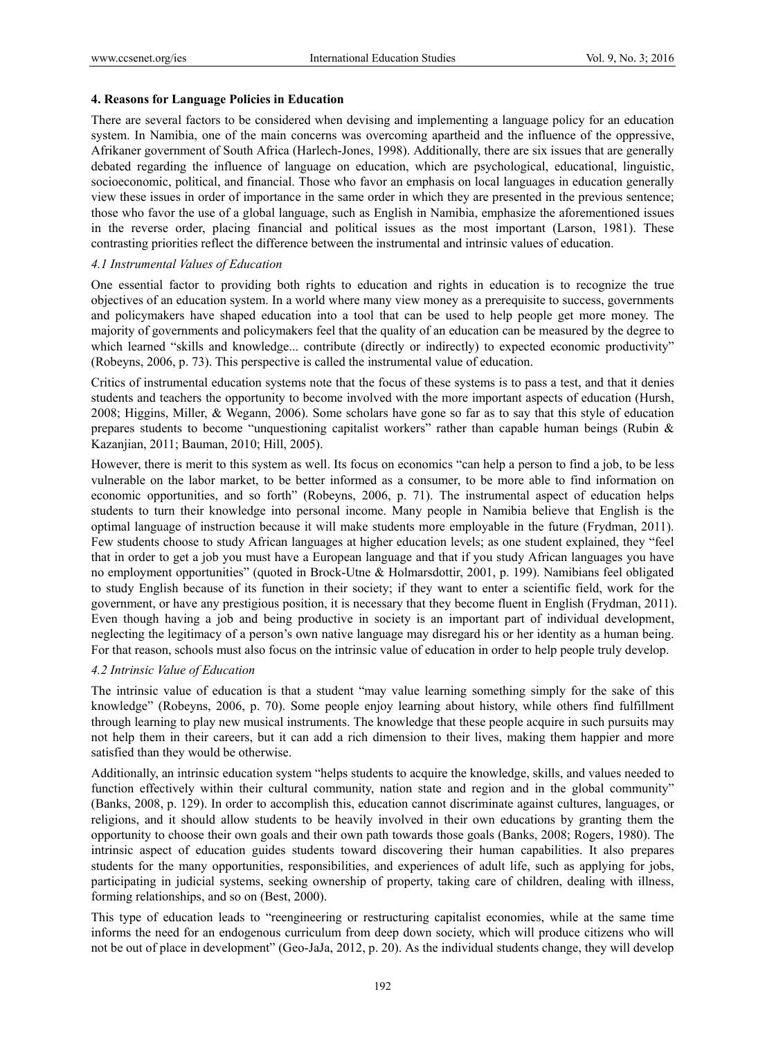### 4. Reasons for Language Policies in Education

There are several factors to be considered when devising and implementing a language policy for an education system. In Namibia, one of the main concerns was overcoming apartheid and the influence of the oppressive, Afrikaner government of South Africa (Harlech-Jones, 1998). Additionally, there are six issues that are generally debated regarding the influence of language on education, which are psychological, educational, linguistic, socioeconomic, political, and financial. Those who favor an emphasis on local languages in education generally view these issues in order of importance in the same order in which they are presented in the previous sentence; those who favor the use of a global language, such as English in Namibia, emphasize the aforementioned issues in the reverse order, placing financial and political issues as the most important (Larson, 1981). These contrasting priorities reflect the difference between the instrumental and intrinsic values of education.

#### *4.1 Instrumental Values of Education*

One essential factor to providing both rights to education and rights in education is to recognize the true objectives of an education system. In a world where many view money as a prerequisite to success, governments and policymakers have shaped education into a tool that can be used to help people get more money. The majority of governments and policymakers feel that the quality of an education can be measured by the degree to which learned "skills and knowledge... contribute (directly or indirectly) to expected economic productivity" (Robeyns, 2006, p. 73). This perspective is called the instrumental value of education.

Critics of instrumental education systems note that the focus of these systems is to pass a test, and that it denies students and teachers the opportunity to become involved with the more important aspects of education (Hursh, 2008; Higgins, Miller, & Wegann, 2006). Some scholars have gone so far as to say that this style of education prepares students to become "unquestioning capitalist workers" rather than capable human beings (Rubin & Kazanjian, 2011; Bauman, 2010; Hill, 2005).

However, there is merit to this system as well. Its focus on economics "can help a person to find a job, to be less vulnerable on the labor market, to be better informed as a consumer, to be more able to find information on economic opportunities, and so forth" (Robeyns, 2006, p. 71). The instrumental aspect of education helps students to turn their knowledge into personal income. Many people in Namibia believe that English is the optimal language of instruction because it will make students more employable in the future (Frydman, 2011). Few students choose to study African languages at higher education levels; as one student explained, they "feel that in order to get a job you must have a European language and that if you study African languages you have no employment opportunities" (quoted in Brock-Utne & Holmarsdottir, 2001, p. 199). Namibians feel obligated to study English because of its function in their society; if they want to enter a scientific field, work for the government, or have any prestigious position, it is necessary that they become fluent in English (Frydman, 2011). Even though having a job and being productive in society is an important part of individual development, neglecting the legitimacy of a person's own native language may disregard his or her identity as a human being. For that reason, schools must also focus on the intrinsic value of education in order to help people truly develop.

#### *4.2 Intrinsic Value of Education*

The intrinsic value of education is that a student "may value learning something simply for the sake of this knowledge" (Robeyns, 2006, p. 70). Some people enjoy learning about history, while others find fulfillment through learning to play new musical instruments. The knowledge that these people acquire in such pursuits may not help them in their careers, but it can add a rich dimension to their lives, making them happier and more satisfied than they would be otherwise.

Additionally, an intrinsic education system "helps students to acquire the knowledge, skills, and values needed to function effectively within their cultural community, nation state and region and in the global community" (Banks, 2008, p. 129). In order to accomplish this, education cannot discriminate against cultures, languages, or religions, and it should allow students to be heavily involved in their own educations by granting them the opportunity to choose their own goals and their own path towards those goals (Banks, 2008; Rogers, 1980). The intrinsic aspect of education guides students toward discovering their human capabilities. It also prepares students for the many opportunities, responsibilities, and experiences of adult life, such as applying for jobs, participating in judicial systems, seeking ownership of property, taking care of children, dealing with illness, forming relationships, and so on (Best, 2000).

This type of education leads to "reengineering or restructuring capitalist economies, while at the same time informs the need for an endogenous curriculum from deep down society, which will produce citizens who will not be out of place in development" (Geo-JaJa, 2012, p. 20). As the individual students change, they will develop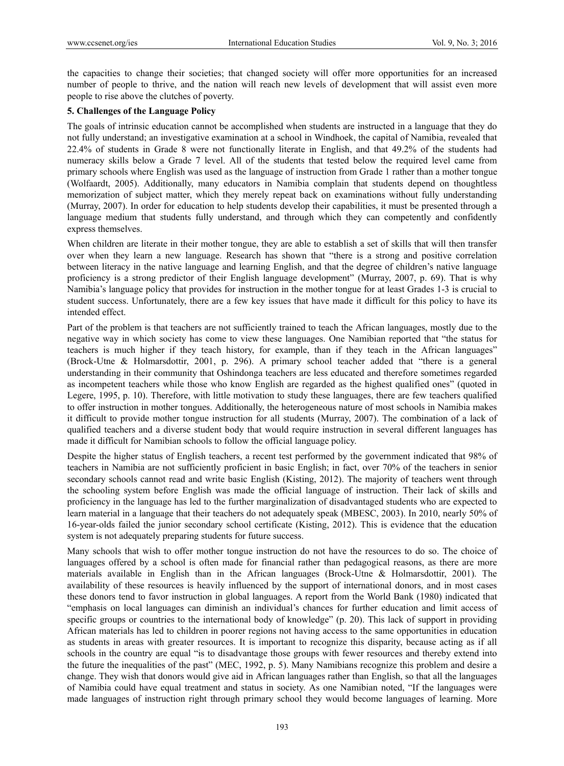the capacities to change their societies; that changed society will offer more opportunities for an increased number of people to thrive, and the nation will reach new levels of development that will assist even more people to rise above the clutches of poverty.

## 5. Challenges of the Language Policy

The goals of intrinsic education cannot be accomplished when students are instructed in a language that they do not fully understand; an investigative examination at a school in Windhoek, the capital of Namibia, revealed that 22.4% of students in Grade 8 were not functionally literate in English, and that 49.2% of the students had numeracy skills below a Grade 7 level. All of the students that tested below the required level came from primary schools where English was used as the language of instruction from Grade 1 rather than a mother tongue (Wolfaardt, 2005). Additionally, many educators in Namibia complain that students depend on thoughtless memorization of subject matter, which they merely repeat back on examinations without fully understanding (Murray, 2007). In order for education to help students develop their capabilities, it must be presented through a language medium that students fully understand, and through which they can competently and confidently express themselves.

When children are literate in their mother tongue, they are able to establish a set of skills that will then transfer over when they learn a new language. Research has shown that "there is a strong and positive correlation between literacy in the native language and learning English, and that the degree of children's native language proficiency is a strong predictor of their English language development" (Murray, 2007, p. 69). That is why Namibia's language policy that provides for instruction in the mother tongue for at least Grades 1-3 is crucial to student success. Unfortunately, there are a few key issues that have made it difficult for this policy to have its intended effect.

Part of the problem is that teachers are not sufficiently trained to teach the African languages, mostly due to the negative way in which society has come to view these languages. One Namibian reported that "the status for teachers is much higher if they teach history, for example, than if they teach in the African languages" (Brock-Utne & Holmarsdottir, 2001, p. 296). A primary school teacher added that "there is a general understanding in their community that Oshindonga teachers are less educated and therefore sometimes regarded as incompetent teachers while those who know English are regarded as the highest qualified ones" (quoted in Legere, 1995, p. 10). Therefore, with little motivation to study these languages, there are few teachers qualified to offer instruction in mother tongues. Additionally, the heterogeneous nature of most schools in Namibia makes it difficult to provide mother tongue instruction for all students (Murray, 2007). The combination of a lack of qualified teachers and a diverse student body that would require instruction in several different languages has made it difficult for Namibian schools to follow the official language policy.

Despite the higher status of English teachers, a recent test performed by the government indicated that 98% of teachers in Namibia are not sufficiently proficient in basic English; in fact, over 70% of the teachers in senior secondary schools cannot read and write basic English (Kisting, 2012). The majority of teachers went through the schooling system before English was made the official language of instruction. Their lack of skills and proficiency in the language has led to the further marginalization of disadvantaged students who are expected to learn material in a language that their teachers do not adequately speak (MBESC, 2003). In 2010, nearly 50% of 16-year-olds failed the junior secondary school certificate (Kisting, 2012). This is evidence that the education system is not adequately preparing students for future success.

Many schools that wish to offer mother tongue instruction do not have the resources to do so. The choice of languages offered by a school is often made for financial rather than pedagogical reasons, as there are more materials available in English than in the African languages (Brock-Utne & Holmarsdottir, 2001). The availability of these resources is heavily influenced by the support of international donors, and in most cases these donors tend to favor instruction in global languages. A report from the World Bank (1980) indicated that "emphasis on local languages can diminish an individual's chances for further education and limit access of specific groups or countries to the international body of knowledge" (p. 20). This lack of support in providing African materials has led to children in poorer regions not having access to the same opportunities in education as students in areas with greater resources. It is important to recognize this disparity, because acting as if all schools in the country are equal "is to disadvantage those groups with fewer resources and thereby extend into the future the inequalities of the past" (MEC, 1992, p. 5). Many Namibians recognize this problem and desire a change. They wish that donors would give aid in African languages rather than English, so that all the languages of Namibia could have equal treatment and status in society. As one Namibian noted, "If the languages were made languages of instruction right through primary school they would become languages of learning. More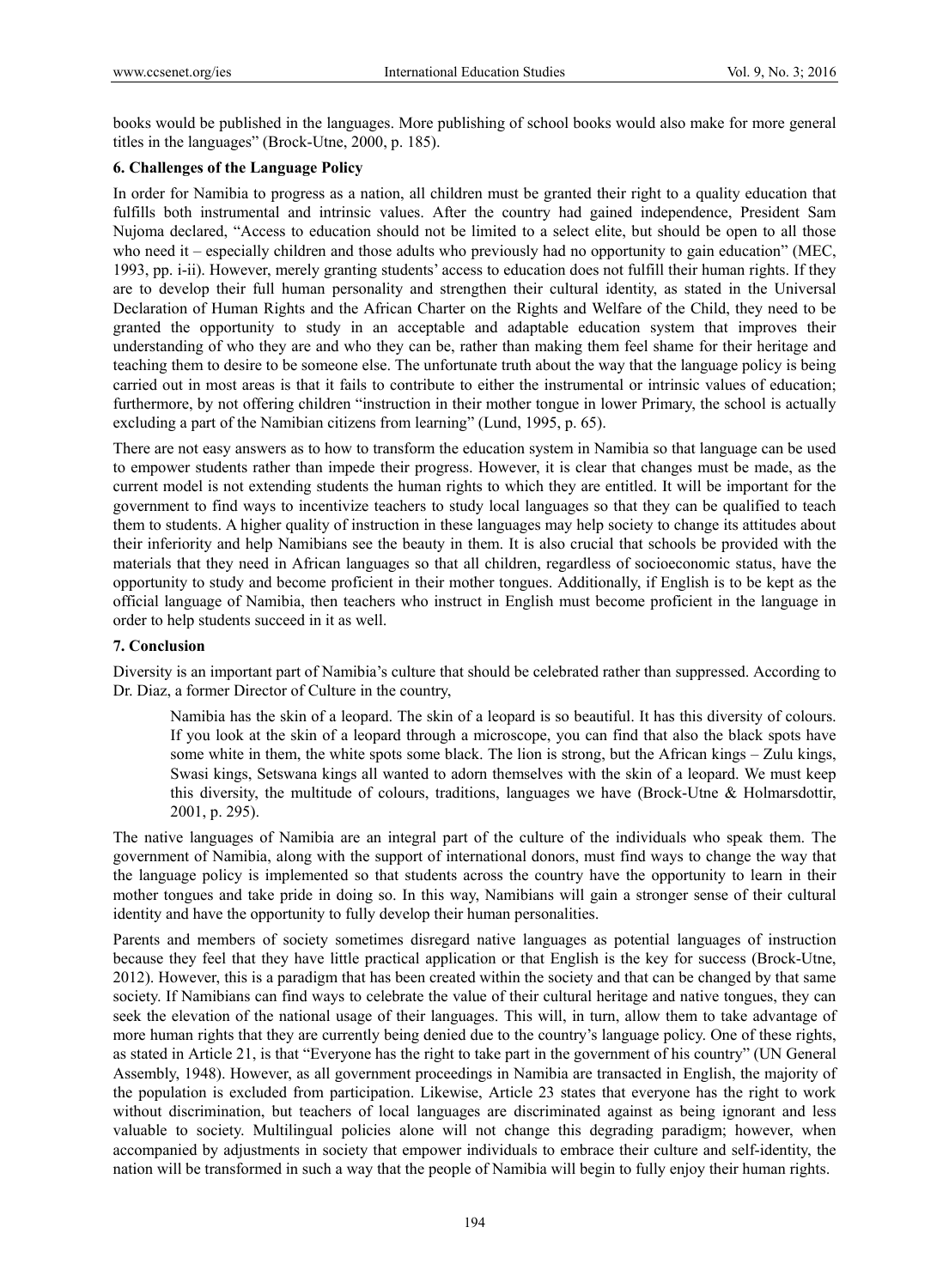books would be published in the languages. More publishing of school books would also make for more general titles in the languages" (Brock-Utne, 2000, p. 185).

## 6. Challenges of the Language Policy

In order for Namibia to progress as a nation, all children must be granted their right to a quality education that fulfills both instrumental and intrinsic values. After the country had gained independence, President Sam Nujoma declared, "Access to education should not be limited to a select elite, but should be open to all those who need it – especially children and those adults who previously had no opportunity to gain education" (MEC, 1993, pp. i-ii). However, merely granting students' access to education does not fulfill their human rights. If they are to develop their full human personality and strengthen their cultural identity, as stated in the Universal Declaration of Human Rights and the African Charter on the Rights and Welfare of the Child, they need to be granted the opportunity to study in an acceptable and adaptable education system that improves their understanding of who they are and who they can be, rather than making them feel shame for their heritage and teaching them to desire to be someone else. The unfortunate truth about the way that the language policy is being carried out in most areas is that it fails to contribute to either the instrumental or intrinsic values of education; furthermore, by not offering children "instruction in their mother tongue in lower Primary, the school is actually excluding a part of the Namibian citizens from learning" (Lund, 1995, p. 65).

There are not easy answers as to how to transform the education system in Namibia so that language can be used to empower students rather than impede their progress. However, it is clear that changes must be made, as the current model is not extending students the human rights to which they are entitled. It will be important for the government to find ways to incentivize teachers to study local languages so that they can be qualified to teach them to students. A higher quality of instruction in these languages may help society to change its attitudes about their inferiority and help Namibians see the beauty in them. It is also crucial that schools be provided with the materials that they need in African languages so that all children, regardless of socioeconomic status, have the opportunity to study and become proficient in their mother tongues. Additionally, if English is to be kept as the official language of Namibia, then teachers who instruct in English must become proficient in the language in order to help students succeed in it as well.

## 7. Conclusion

Diversity is an important part of Namibia's culture that should be celebrated rather than suppressed. According to Dr. Diaz, a former Director of Culture in the country,

> Namibia has the skin of a leopard. The skin of a leopard is so beautiful. It has this diversity of colours. If you look at the skin of a leopard through a microscope, you can find that also the black spots have some white in them, the white spots some black. The lion is strong, but the African kings – Zulu kings, Swasi kings, Setswana kings all wanted to adorn themselves with the skin of a leopard. We must keep this diversity, the multitude of colours, traditions, languages we have (Brock-Utne & Holmarsdottir, 2001, p. 295).

The native languages of Namibia are an integral part of the culture of the individuals who speak them. The government of Namibia, along with the support of international donors, must find ways to change the way that the language policy is implemented so that students across the country have the opportunity to learn in their mother tongues and take pride in doing so. In this way, Namibians will gain a stronger sense of their cultural identity and have the opportunity to fully develop their human personalities.

Parents and members of society sometimes disregard native languages as potential languages of instruction because they feel that they have little practical application or that English is the key for success (Brock-Utne, 2012). However, this is a paradigm that has been created within the society and that can be changed by that same society. If Namibians can find ways to celebrate the value of their cultural heritage and native tongues, they can seek the elevation of the national usage of their languages. This will, in turn, allow them to take advantage of more human rights that they are currently being denied due to the country's language policy. One of these rights, as stated in Article 21, is that "Everyone has the right to take part in the government of his country" (UN General Assembly, 1948). However, as all government proceedings in Namibia are transacted in English, the majority of the population is excluded from participation. Likewise, Article 23 states that everyone has the right to work without discrimination, but teachers of local languages are discriminated against as being ignorant and less valuable to society. Multilingual policies alone will not change this degrading paradigm; however, when accompanied by adjustments in society that empower individuals to embrace their culture and self-identity, the nation will be transformed in such a way that the people of Namibia will begin to fully enjoy their human rights.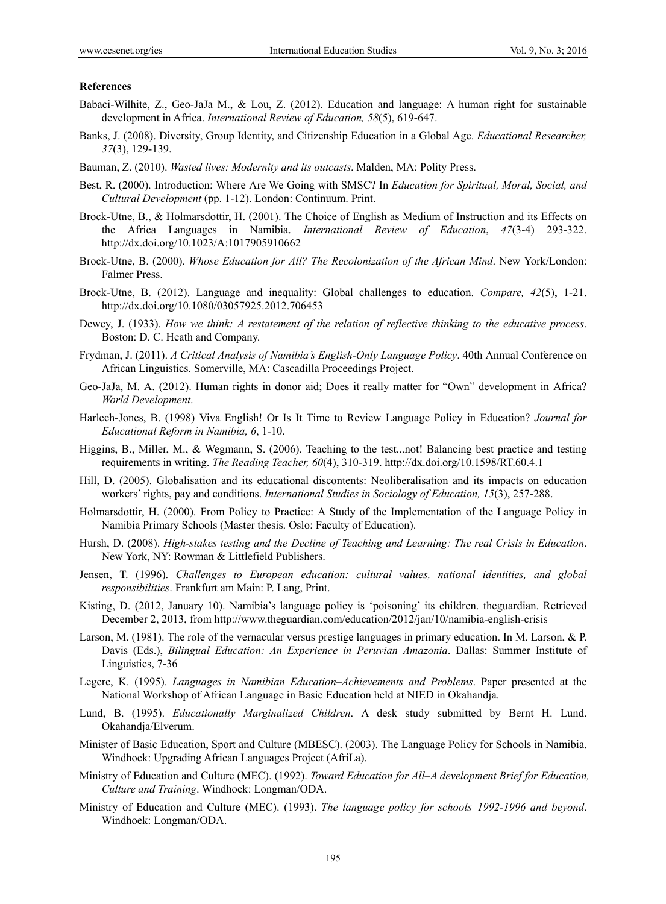**References**

Babaci-Wilhite, Z., Geo-JaJa M., & Lou, Z. (2012). Education and language: A human right for sustainable development in Africa. *International Review of Education, 58*(5), 619-647.

Banks, J. (2008). Diversity, Group Identity, and Citizenship Education in a Global Age. *Educational Researcher, 37*(3), 129-139.

Bauman, Z. (2010). *Wasted lives: Modernity and its outcasts*. Malden, MA: Polity Press.

Best, R. (2000). Introduction: Where Are We Going with SMSC? In *Education for Spiritual, Moral, Social, and Cultural Development* (pp. 1-12). London: Continuum. Print.

Brock-Utne, B., & Holmarsdottir, H. (2001). The Choice of English as Medium of Instruction and its Effects on the Africa Languages in Namibia. *International Review of Education*, *47*(3-4) 293-322. http://dx.doi.org/10.1023/A:1017905910662

Brock-Utne, B. (2000). *Whose Education for All? The Recolonization of the African Mind*. New York/London: Falmer Press.

Brock-Utne, B. (2012). Language and inequality: Global challenges to education. *Compare, 42*(5), 1-21. http://dx.doi.org/10.1080/03057925.2012.706453

Dewey, J. (1933). *How we think: A restatement of the relation of reflective thinking to the educative process*. Boston: D. C. Heath and Company.

Frydman, J. (2011). *A Critical Analysis of Namibia's English-Only Language Policy*. 40th Annual Conference on African Linguistics. Somerville, MA: Cascadilla Proceedings Project.

Geo-JaJa, M. A. (2012). Human rights in donor aid; Does it really matter for "Own" development in Africa? *World Development*.

Harlech-Jones, B. (1998) Viva English! Or Is It Time to Review Language Policy in Education? *Journal for Educational Reform in Namibia, 6*, 1-10.

Higgins, B., Miller, M., & Wegmann, S. (2006). Teaching to the test...not! Balancing best practice and testing requirements in writing. *The Reading Teacher, 60*(4), 310-319. http://dx.doi.org/10.1598/RT.60.4.1

Hill, D. (2005). Globalisation and its educational discontents: Neoliberalisation and its impacts on education workers' rights, pay and conditions. *International Studies in Sociology of Education, 15*(3), 257-288.

Holmarsdottir, H. (2000). From Policy to Practice: A Study of the Implementation of the Language Policy in Namibia Primary Schools (Master thesis. Oslo: Faculty of Education).

Hursh, D. (2008). *High-stakes testing and the Decline of Teaching and Learning: The real Crisis in Education*. New York, NY: Rowman & Littlefield Publishers.

Jensen, T. (1996). *Challenges to European education: cultural values, national identities, and global responsibilities*. Frankfurt am Main: P. Lang, Print.

Kisting, D. (2012, January 10). Namibia's language policy is 'poisoning' its children. theguardian. Retrieved December 2, 2013, from http://www.theguardian.com/education/2012/jan/10/namibia-english-crisis

Larson, M. (1981). The role of the vernacular versus prestige languages in primary education. In M. Larson, & P. Davis (Eds.), *Bilingual Education: An Experience in Peruvian Amazonia*. Dallas: Summer Institute of Linguistics, 7-36

Legere, K. (1995). *Languages in Namibian Education–Achievements and Problems*. Paper presented at the National Workshop of African Language in Basic Education held at NIED in Okahandja.

Lund, B. (1995). *Educationally Marginalized Children*. A desk study submitted by Bernt H. Lund. Okahandja/Elverum.

Minister of Basic Education, Sport and Culture (MBESC). (2003). The Language Policy for Schools in Namibia. Windhoek: Upgrading African Languages Project (AfriLa).

Ministry of Education and Culture (MEC). (1992). *Toward Education for All–A development Brief for Education, Culture and Training*. Windhoek: Longman/ODA.

Ministry of Education and Culture (MEC). (1993). *The language policy for schools–1992-1996 and beyond*. Windhoek: Longman/ODA.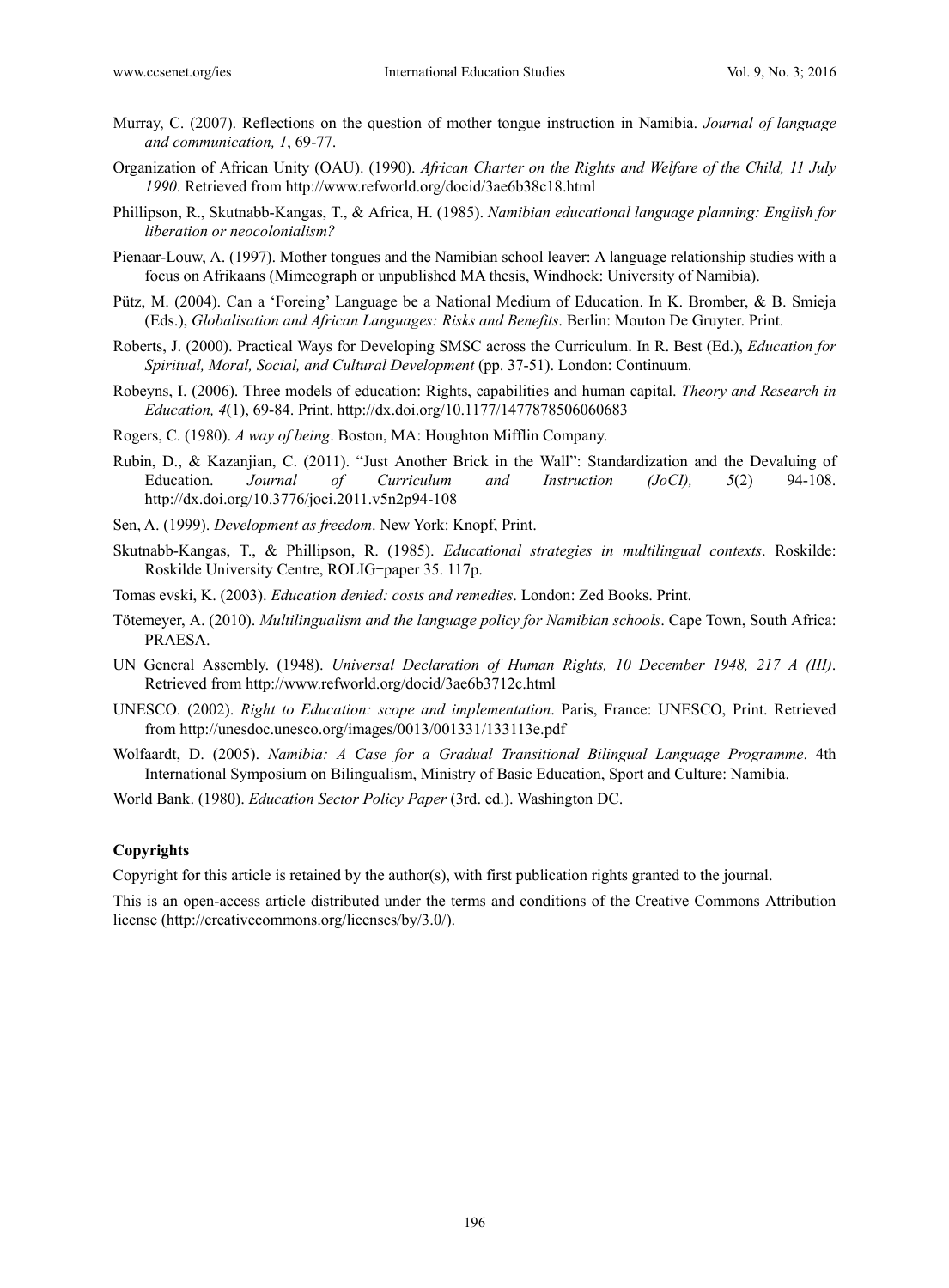Murray, C. (2007). Reflections on the question of mother tongue instruction in Namibia. *Journal of language and communication, 1*, 69-77.

Organization of African Unity (OAU). (1990). *African Charter on the Rights and Welfare of the Child, 11 July 1990*. Retrieved from http://www.refworld.org/docid/3ae6b38c18.html

Phillipson, R., Skutnabb-Kangas, T., & Africa, H. (1985). *Namibian educational language planning: English for liberation or neocolonialism?*

Pienaar-Louw, A. (1997). Mother tongues and the Namibian school leaver: A language relationship studies with a focus on Afrikaans (Mimeograph or unpublished MA thesis, Windhoek: University of Namibia).

Pütz, M. (2004). Can a 'Foreing' Language be a National Medium of Education. In K. Bromber, & B. Smieja (Eds.), *Globalisation and African Languages: Risks and Benefits*. Berlin: Mouton De Gruyter. Print.

Roberts, J. (2000). Practical Ways for Developing SMSC across the Curriculum. In R. Best (Ed.), *Education for Spiritual, Moral, Social, and Cultural Development* (pp. 37-51). London: Continuum.

Robeyns, I. (2006). Three models of education: Rights, capabilities and human capital. *Theory and Research in Education, 4*(1), 69-84. Print. http://dx.doi.org/10.1177/1477878506060683

Rogers, C. (1980). *A way of being*. Boston, MA: Houghton Mifflin Company.

Rubin, D., & Kazanjian, C. (2011). "Just Another Brick in the Wall": Standardization and the Devaluing of Education. *Journal of Curriculum and Instruction (JoCI), 5*(2) 94-108. http://dx.doi.org/10.3776/joci.2011.v5n2p94-108

Sen, A. (1999). *Development as freedom*. New York: Knopf, Print.

Skutnabb-Kangas, T., & Phillipson, R. (1985). *Educational strategies in multilingual contexts*. Roskilde: Roskilde University Centre, ROLIG–paper 35. 117p.

Tomas evski, K. (2003). *Education denied: costs and remedies*. London: Zed Books. Print.

Tötemeyer, A. (2010). *Multilingualism and the language policy for Namibian schools*. Cape Town, South Africa: PRAESA.

UN General Assembly. (1948). *Universal Declaration of Human Rights, 10 December 1948, 217 A (III)*. Retrieved from http://www.refworld.org/docid/3ae6b3712c.html

UNESCO. (2002). *Right to Education: scope and implementation*. Paris, France: UNESCO, Print. Retrieved from http://unesdoc.unesco.org/images/0013/001331/133113e.pdf

Wolfaardt, D. (2005). *Namibia: A Case for a Gradual Transitional Bilingual Language Programme*. 4th International Symposium on Bilingualism, Ministry of Basic Education, Sport and Culture: Namibia.

World Bank. (1980). *Education Sector Policy Paper* (3rd. ed.). Washington DC.

**Copyrights**

Copyright for this article is retained by the author(s), with first publication rights granted to the journal.

This is an open-access article distributed under the terms and conditions of the Creative Commons Attribution license (http://creativecommons.org/licenses/by/3.0/).